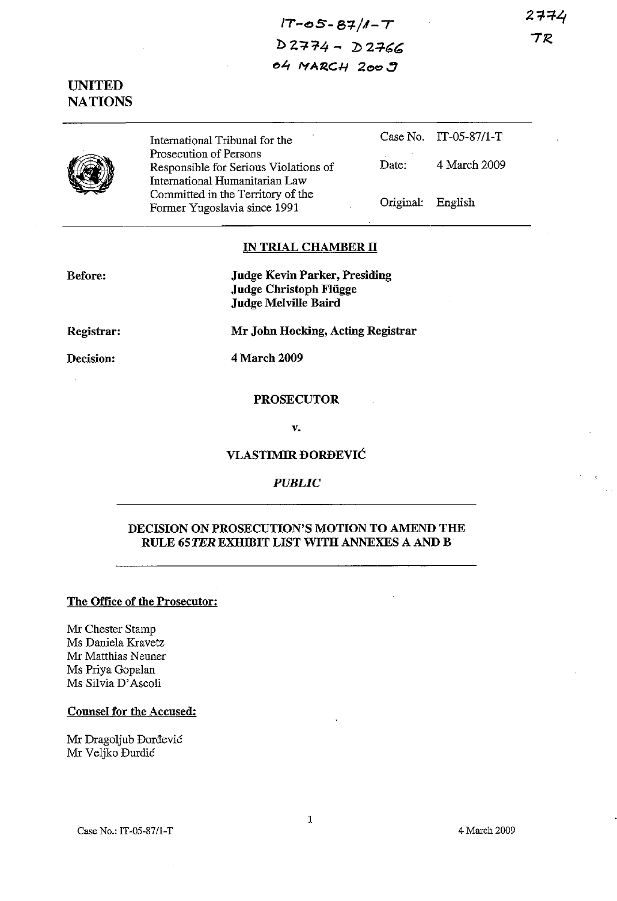IT-05-87/1-T
D2774 - D2766
04 MARCH 2009

2774
TR

UNITED NATIONS

| International Tribunal for the Prosecution of Persons Responsible for Serious Violations of International Humanitarian Law Committed in the Territory of the Former Yugoslavia since 1991 | Case No. | IT-05-87/1-T |
|---|---|---|
| | Date: | 4 March 2009 |
| | Original: | English |

**IN TRIAL CHAMBER II**

**Before:** **Judge Kevin Parker, Presiding**
**Judge Christoph Flügge**
**Judge Melville Baird**

**Registrar:** **Mr John Hocking, Acting Registrar**

**Decision:** **4 March 2009**

**PROSECUTOR**

**v.**

**VLASTIMIR ĐORĐEVIĆ**

***PUBLIC***

**DECISION ON PROSECUTION'S MOTION TO AMEND THE RULE 65*TER* EXHIBIT LIST WITH ANNEXES A AND B**

**The Office of the Prosecutor:**

Mr Chester Stamp
Ms Daniela Kravetz
Mr Matthias Neuner
Ms Priya Gopalan
Ms Silvia D'Ascoli

**Counsel for the Accused:**

Mr Dragoljub Đorđević
Mr Veljko Đurđić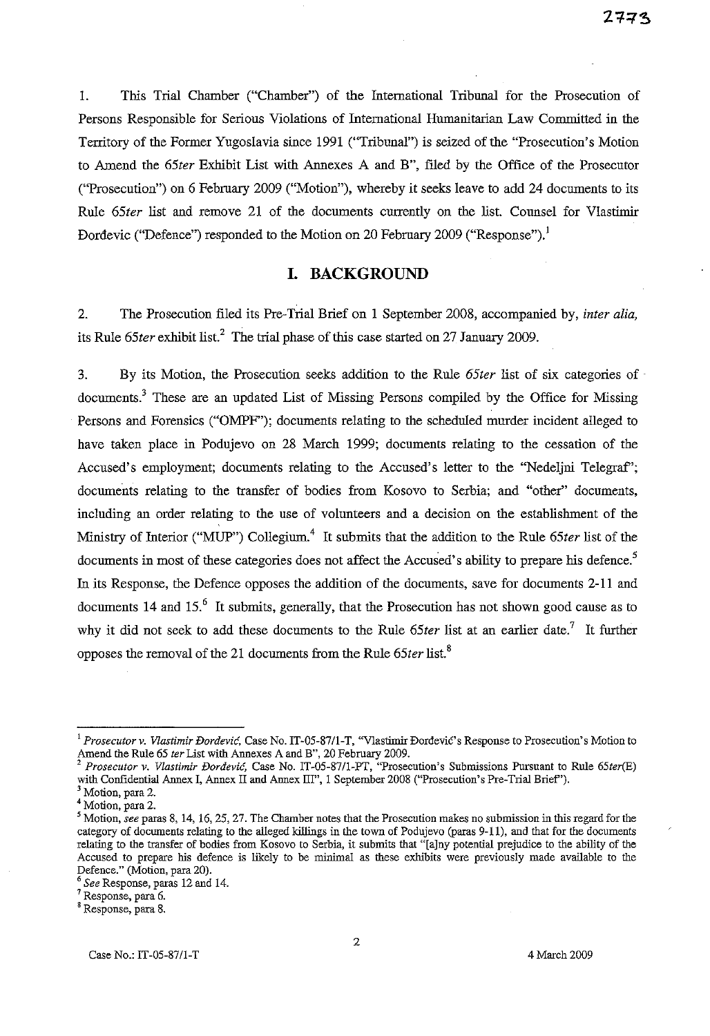1. This Trial Chamber ("Chamber") of the International Tribunal for the Prosecution of Persons Responsible for Serious Violations of International Humanitarian Law Committed in the Territory of the Former Yugoslavia since 1991 ("Tribunal") is seized of the "Prosecution's Motion to Amend the 65*ter* Exhibit List with Annexes A and B", filed by the Office of the Prosecutor ("Prosecution") on 6 February 2009 ("Motion"), whereby it seeks leave to add 24 documents to its Rule 65*ter* list and remove 21 of the documents currently on the list. Counsel for Vlastimir Đorđevic ("Defence") responded to the Motion on 20 February 2009 ("Response").[1]

## I. BACKGROUND

2. The Prosecution filed its Pre-Trial Brief on 1 September 2008, accompanied by, *inter alia*, its Rule 65*ter* exhibit list.[2] The trial phase of this case started on 27 January 2009.

3. By its Motion, the Prosecution seeks addition to the Rule 65*ter* list of six categories of documents.[3] These are an updated List of Missing Persons compiled by the Office for Missing Persons and Forensics ("OMPF"); documents relating to the scheduled murder incident alleged to have taken place in Podujevo on 28 March 1999; documents relating to the cessation of the Accused's employment; documents relating to the Accused's letter to the "Nedeljni Telegraf"; documents relating to the transfer of bodies from Kosovo to Serbia; and "other" documents, including an order relating to the use of volunteers and a decision on the establishment of the Ministry of Interior ("MUP") Collegium.[4] It submits that the addition to the Rule 65*ter* list of the documents in most of these categories does not affect the Accused's ability to prepare his defence.[5] In its Response, the Defence opposes the addition of the documents, save for documents 2-11 and documents 14 and 15.[6] It submits, generally, that the Prosecution has not shown good cause as to why it did not seek to add these documents to the Rule 65*ter* list at an earlier date.[7] It further opposes the removal of the 21 documents from the Rule 65*ter* list.[8]

---

[1] *Prosecutor v. Vlastimir Đorđević*, Case No. IT-05-87/1-T, "Vlastimir Đorđević's Response to Prosecution's Motion to Amend the Rule 65 *ter* List with Annexes A and B", 20 February 2009.

[2] *Prosecutor v. Vlastimir Đorđević*, Case No. IT-05-87/1-PT, "Prosecution's Submissions Pursuant to Rule 65*ter*(E) with Confidential Annex I, Annex II and Annex III", 1 September 2008 ("Prosecution's Pre-Trial Brief").

[3] Motion, para 2.

[4] Motion, para 2.

[5] Motion, *see* paras 8, 14, 16, 25, 27. The Chamber notes that the Prosecution makes no submission in this regard for the category of documents relating to the alleged killings in the town of Podujevo (paras 9-11), and that for the documents relating to the transfer of bodies from Kosovo to Serbia, it submits that "[a]ny potential prejudice to the ability of the Accused to prepare his defence is likely to be minimal as these exhibits were previously made available to the Defence." (Motion, para 20).

[6] *See* Response, paras 12 and 14.

[7] Response, para 6.

[8] Response, para 8.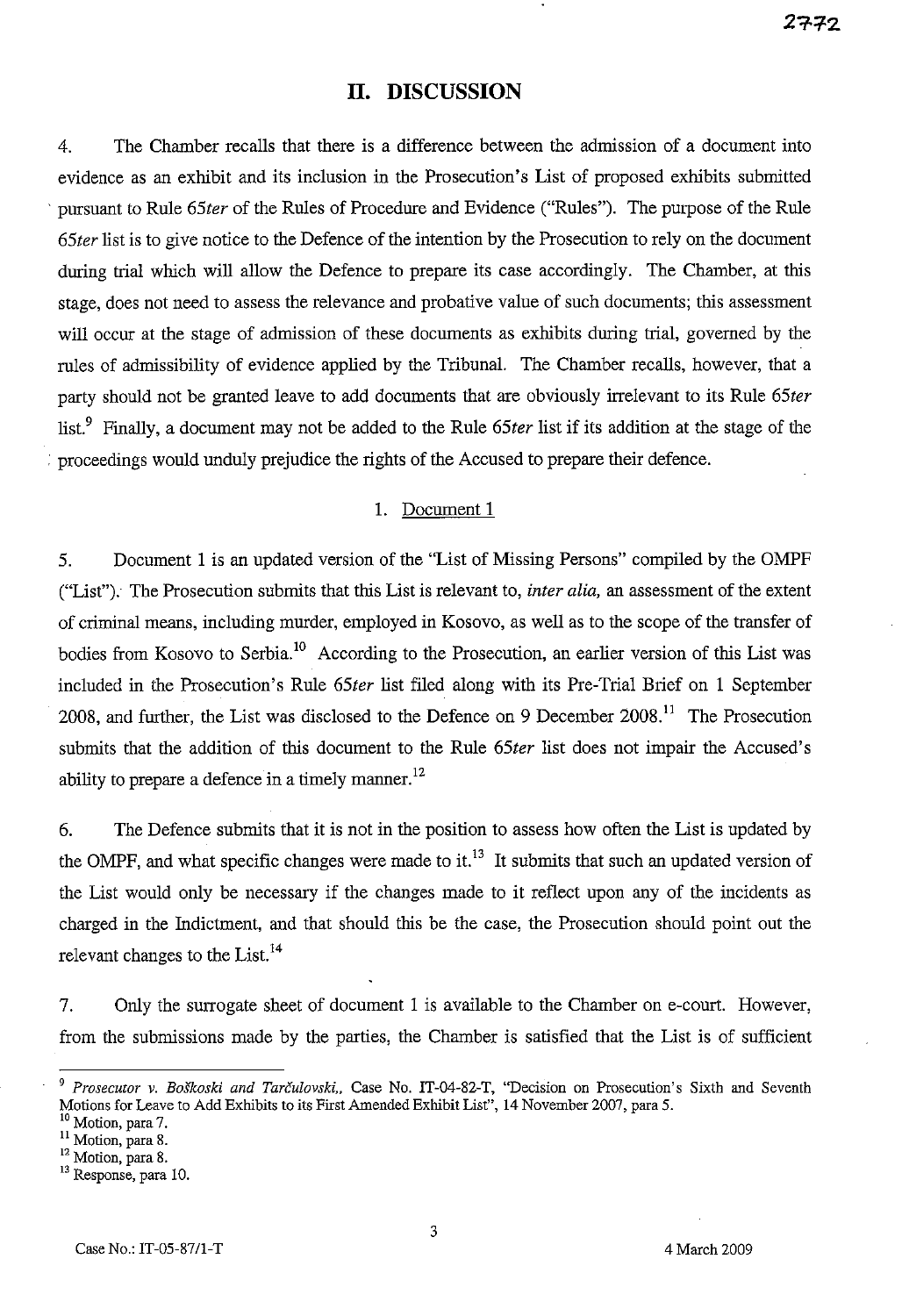## II. DISCUSSION

4. The Chamber recalls that there is a difference between the admission of a document into evidence as an exhibit and its inclusion in the Prosecution's List of proposed exhibits submitted pursuant to Rule 65*ter* of the Rules of Procedure and Evidence ("Rules"). The purpose of the Rule 65*ter* list is to give notice to the Defence of the intention by the Prosecution to rely on the document during trial which will allow the Defence to prepare its case accordingly. The Chamber, at this stage, does not need to assess the relevance and probative value of such documents; this assessment will occur at the stage of admission of these documents as exhibits during trial, governed by the rules of admissibility of evidence applied by the Tribunal. The Chamber recalls, however, that a party should not be granted leave to add documents that are obviously irrelevant to its Rule 65*ter* list.[9] Finally, a document may not be added to the Rule 65*ter* list if its addition at the stage of the proceedings would unduly prejudice the rights of the Accused to prepare their defence.

### 1. Document 1

5. Document 1 is an updated version of the "List of Missing Persons" compiled by the OMPF ("List"). The Prosecution submits that this List is relevant to, *inter alia*, an assessment of the extent of criminal means, including murder, employed in Kosovo, as well as to the scope of the transfer of bodies from Kosovo to Serbia.[10] According to the Prosecution, an earlier version of this List was included in the Prosecution's Rule 65*ter* list filed along with its Pre-Trial Brief on 1 September 2008, and further, the List was disclosed to the Defence on 9 December 2008.[11] The Prosecution submits that the addition of this document to the Rule 65*ter* list does not impair the Accused's ability to prepare a defence in a timely manner.[12]

6. The Defence submits that it is not in the position to assess how often the List is updated by the OMPF, and what specific changes were made to it.[13] It submits that such an updated version of the List would only be necessary if the changes made to it reflect upon any of the incidents as charged in the Indictment, and that should this be the case, the Prosecution should point out the relevant changes to the List.[14]

7. Only the surrogate sheet of document 1 is available to the Chamber on e-court. However, from the submissions made by the parties, the Chamber is satisfied that the List is of sufficient

---

[9] *Prosecutor v. Boškoski and Tarčulovski,*, Case No. IT-04-82-T, "Decision on Prosecution's Sixth and Seventh Motions for Leave to Add Exhibits to its First Amended Exhibit List", 14 November 2007, para 5.

[10] Motion, para 7.

[11] Motion, para 8.

[12] Motion, para 8.

[13] Response, para 10.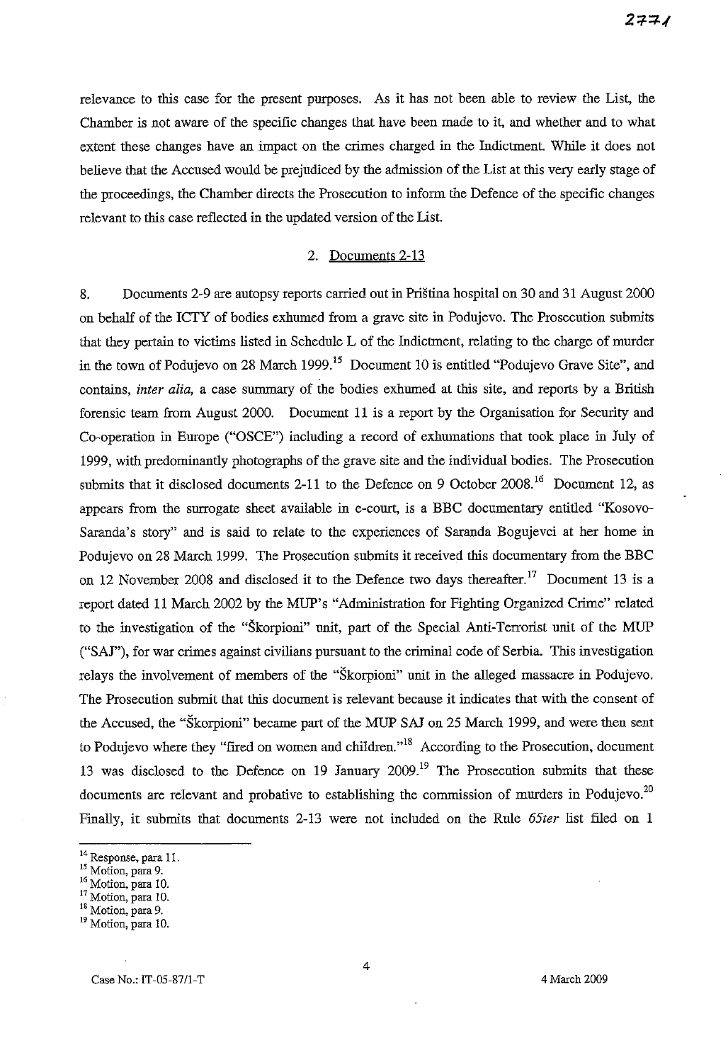relevance to this case for the present purposes. As it has not been able to review the List, the Chamber is not aware of the specific changes that have been made to it, and whether and to what extent these changes have an impact on the crimes charged in the Indictment. While it does not believe that the Accused would be prejudiced by the admission of the List at this very early stage of the proceedings, the Chamber directs the Prosecution to inform the Defence of the specific changes relevant to this case reflected in the updated version of the List.

## 2. Documents 2-13

8. Documents 2-9 are autopsy reports carried out in Priština hospital on 30 and 31 August 2000 on behalf of the ICTY of bodies exhumed from a grave site in Podujevo. The Prosecution submits that they pertain to victims listed in Schedule L of the Indictment, relating to the charge of murder in the town of Podujevo on 28 March 1999.[15] Document 10 is entitled "Podujevo Grave Site", and contains, *inter alia,* a case summary of the bodies exhumed at this site, and reports by a British forensic team from August 2000. Document 11 is a report by the Organisation for Security and Co-operation in Europe ("OSCE") including a record of exhumations that took place in July of 1999, with predominantly photographs of the grave site and the individual bodies. The Prosecution submits that it disclosed documents 2-11 to the Defence on 9 October 2008.[16] Document 12, as appears from the surrogate sheet available in e-court, is a BBC documentary entitled "Kosovo-Saranda's story" and is said to relate to the experiences of Saranda Bogujevci at her home in Podujevo on 28 March 1999. The Prosecution submits it received this documentary from the BBC on 12 November 2008 and disclosed it to the Defence two days thereafter.[17] Document 13 is a report dated 11 March 2002 by the MUP's "Administration for Fighting Organized Crime" related to the investigation of the "Škorpioni" unit, part of the Special Anti-Terrorist unit of the MUP ("SAJ"), for war crimes against civilians pursuant to the criminal code of Serbia. This investigation relays the involvement of members of the "Škorpioni" unit in the alleged massacre in Podujevo. The Prosecution submit that this document is relevant because it indicates that with the consent of the Accused, the "Škorpioni" became part of the MUP SAJ on 25 March 1999, and were then sent to Podujevo where they "fired on women and children."[18] According to the Prosecution, document 13 was disclosed to the Defence on 19 January 2009.[19] The Prosecution submits that these documents are relevant and probative to establishing the commission of murders in Podujevo.[20] Finally, it submits that documents 2-13 were not included on the Rule *65ter* list filed on 1

---

[14] Response, para 11.
[15] Motion, para 9.
[16] Motion, para 10.
[17] Motion, para 10.
[18] Motion, para 9.
[19] Motion, para 10.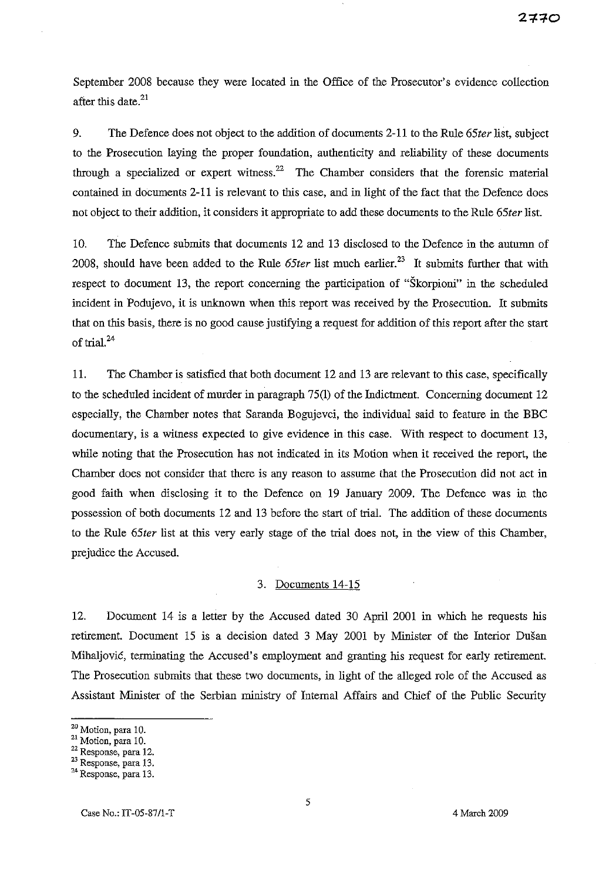September 2008 because they were located in the Office of the Prosecutor's evidence collection after this date.[21]

9. The Defence does not object to the addition of documents 2-11 to the Rule *65ter* list, subject to the Prosecution laying the proper foundation, authenticity and reliability of these documents through a specialized or expert witness.[22] The Chamber considers that the forensic material contained in documents 2-11 is relevant to this case, and in light of the fact that the Defence does not object to their addition, it considers it appropriate to add these documents to the Rule *65ter* list.

10. The Defence submits that documents 12 and 13 disclosed to the Defence in the autumn of 2008, should have been added to the Rule *65ter* list much earlier.[23] It submits further that with respect to document 13, the report concerning the participation of "Škorpioni" in the scheduled incident in Podujevo, it is unknown when this report was received by the Prosecution. It submits that on this basis, there is no good cause justifying a request for addition of this report after the start of trial.[24]

11. The Chamber is satisfied that both document 12 and 13 are relevant to this case, specifically to the scheduled incident of murder in paragraph 75(l) of the Indictment. Concerning document 12 especially, the Chamber notes that Saranda Bogujevci, the individual said to feature in the BBC documentary, is a witness expected to give evidence in this case. With respect to document 13, while noting that the Prosecution has not indicated in its Motion when it received the report, the Chamber does not consider that there is any reason to assume that the Prosecution did not act in good faith when disclosing it to the Defence on 19 January 2009. The Defence was in the possession of both documents 12 and 13 before the start of trial. The addition of these documents to the Rule *65ter* list at this very early stage of the trial does not, in the view of this Chamber, prejudice the Accused.

### 3. Documents 14-15

12. Document 14 is a letter by the Accused dated 30 April 2001 in which he requests his retirement. Document 15 is a decision dated 3 May 2001 by Minister of the Interior Dušan Mihaljović, terminating the Accused's employment and granting his request for early retirement. The Prosecution submits that these two documents, in light of the alleged role of the Accused as Assistant Minister of the Serbian ministry of Internal Affairs and Chief of the Public Security

---

[20] Motion, para 10.

[21] Motion, para 10.

[22] Response, para 12.

[23] Response, para 13.

[24] Response, para 13.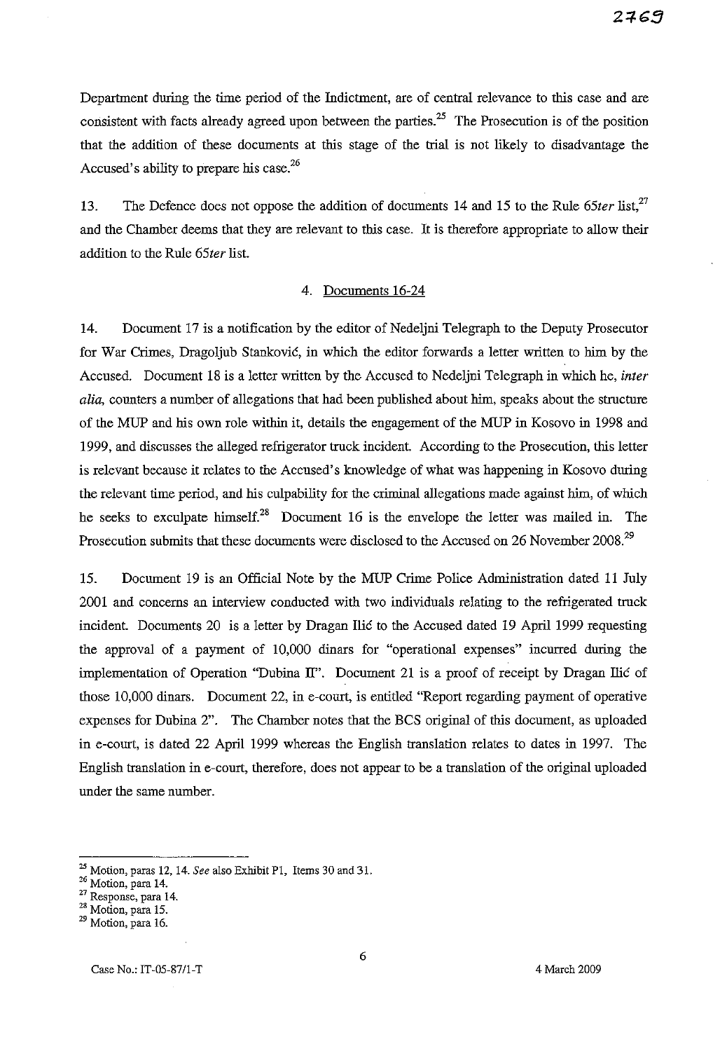Department during the time period of the Indictment, are of central relevance to this case and are consistent with facts already agreed upon between the parties.[25] The Prosecution is of the position that the addition of these documents at this stage of the trial is not likely to disadvantage the Accused's ability to prepare his case.[26]

13. The Defence does not oppose the addition of documents 14 and 15 to the Rule 65*ter* list,[27] and the Chamber deems that they are relevant to this case. It is therefore appropriate to allow their addition to the Rule 65*ter* list.

4. Documents 16-24

14. Document 17 is a notification by the editor of Nedeljni Telegraph to the Deputy Prosecutor for War Crimes, Dragoljub Stanković, in which the editor forwards a letter written to him by the Accused. Document 18 is a letter written by the Accused to Nedeljni Telegraph in which he, *inter alia*, counters a number of allegations that had been published about him, speaks about the structure of the MUP and his own role within it, details the engagement of the MUP in Kosovo in 1998 and 1999, and discusses the alleged refrigerator truck incident. According to the Prosecution, this letter is relevant because it relates to the Accused's knowledge of what was happening in Kosovo during the relevant time period, and his culpability for the criminal allegations made against him, of which he seeks to exculpate himself.[28] Document 16 is the envelope the letter was mailed in. The Prosecution submits that these documents were disclosed to the Accused on 26 November 2008.[29]

15. Document 19 is an Official Note by the MUP Crime Police Administration dated 11 July 2001 and concerns an interview conducted with two individuals relating to the refrigerated truck incident. Documents 20 is a letter by Dragan Ilić to the Accused dated 19 April 1999 requesting the approval of a payment of 10,000 dinars for "operational expenses" incurred during the implementation of Operation "Dubina II". Document 21 is a proof of receipt by Dragan Ilić of those 10,000 dinars. Document 22, in e-court, is entitled "Report regarding payment of operative expenses for Dubina 2". The Chamber notes that the BCS original of this document, as uploaded in e-court, is dated 22 April 1999 whereas the English translation relates to dates in 1997. The English translation in e-court, therefore, does not appear to be a translation of the original uploaded under the same number.

---

[25] Motion, paras 12, 14. *See* also Exhibit P1, Items 30 and 31.

[26] Motion, para 14.

[27] Response, para 14.

[28] Motion, para 15.

[29] Motion, para 16.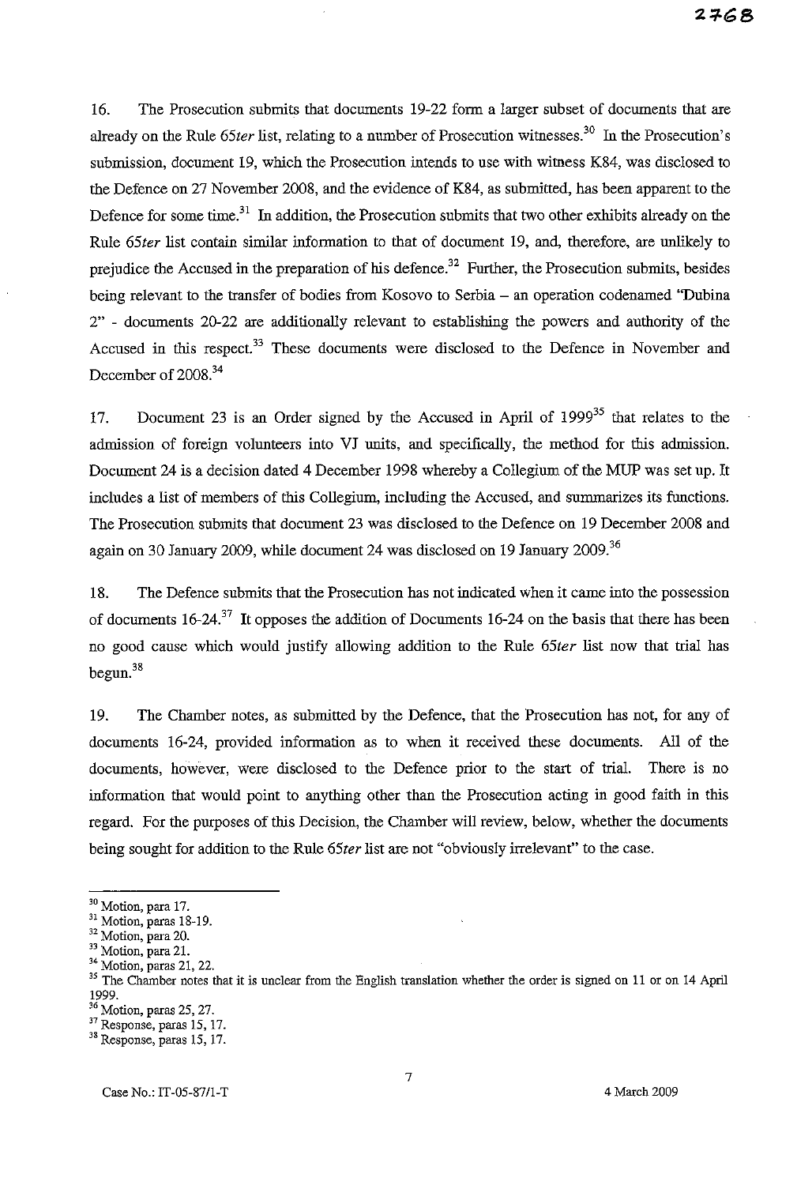16. The Prosecution submits that documents 19-22 form a larger subset of documents that are already on the Rule *65ter* list, relating to a number of Prosecution witnesses.[30] In the Prosecution's submission, document 19, which the Prosecution intends to use with witness K84, was disclosed to the Defence on 27 November 2008, and the evidence of K84, as submitted, has been apparent to the Defence for some time.[31] In addition, the Prosecution submits that two other exhibits already on the Rule *65ter* list contain similar information to that of document 19, and, therefore, are unlikely to prejudice the Accused in the preparation of his defence.[32] Further, the Prosecution submits, besides being relevant to the transfer of bodies from Kosovo to Serbia – an operation codenamed "Dubina 2" - documents 20-22 are additionally relevant to establishing the powers and authority of the Accused in this respect.[33] These documents were disclosed to the Defence in November and December of 2008.[34]

17. Document 23 is an Order signed by the Accused in April of 1999[35] that relates to the admission of foreign volunteers into VJ units, and specifically, the method for this admission. Document 24 is a decision dated 4 December 1998 whereby a Collegium of the MUP was set up. It includes a list of members of this Collegium, including the Accused, and summarizes its functions. The Prosecution submits that document 23 was disclosed to the Defence on 19 December 2008 and again on 30 January 2009, while document 24 was disclosed on 19 January 2009.[36]

18. The Defence submits that the Prosecution has not indicated when it came into the possession of documents 16-24.[37] It opposes the addition of Documents 16-24 on the basis that there has been no good cause which would justify allowing addition to the Rule *65ter* list now that trial has begun.[38]

19. The Chamber notes, as submitted by the Defence, that the Prosecution has not, for any of documents 16-24, provided information as to when it received these documents. All of the documents, however, were disclosed to the Defence prior to the start of trial. There is no information that would point to anything other than the Prosecution acting in good faith in this regard. For the purposes of this Decision, the Chamber will review, below, whether the documents being sought for addition to the Rule *65ter* list are not "obviously irrelevant" to the case.

---

[30] Motion, para 17.
[31] Motion, paras 18-19.
[32] Motion, para 20.
[33] Motion, para 21.
[34] Motion, paras 21, 22.
[35] The Chamber notes that it is unclear from the English translation whether the order is signed on 11 or on 14 April 1999.
[36] Motion, paras 25, 27.
[37] Response, paras 15, 17.
[38] Response, paras 15, 17.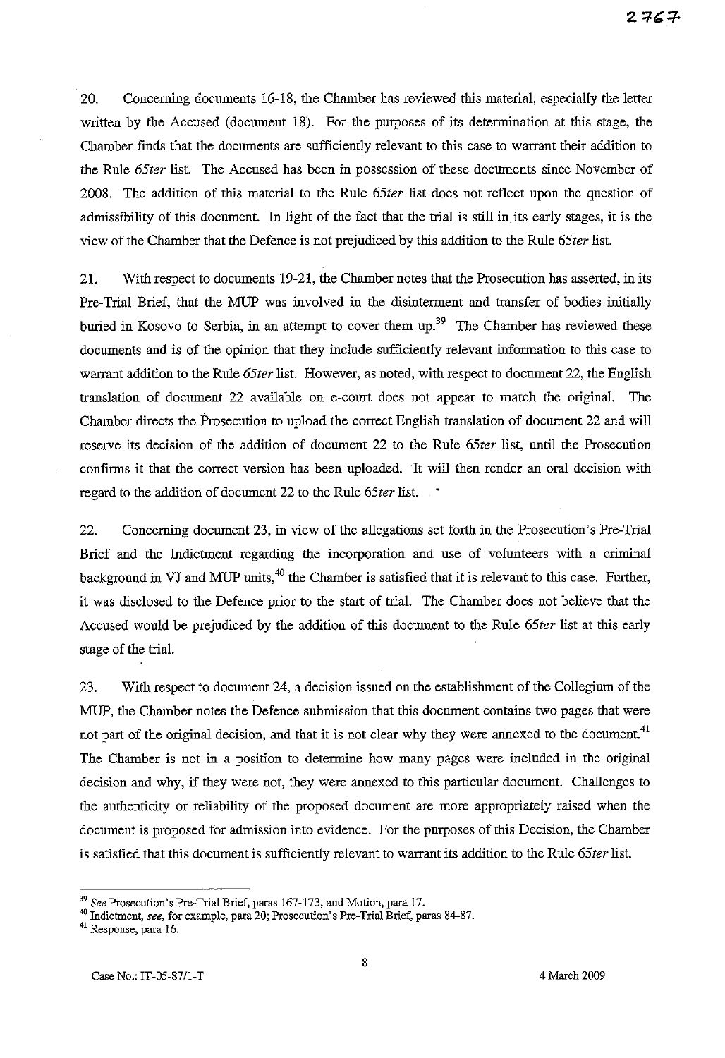20. Concerning documents 16-18, the Chamber has reviewed this material, especially the letter written by the Accused (document 18). For the purposes of its determination at this stage, the Chamber finds that the documents are sufficiently relevant to this case to warrant their addition to the Rule *65ter* list. The Accused has been in possession of these documents since November of 2008. The addition of this material to the Rule *65ter* list does not reflect upon the question of admissibility of this document. In light of the fact that the trial is still in its early stages, it is the view of the Chamber that the Defence is not prejudiced by this addition to the Rule *65ter* list.

21. With respect to documents 19-21, the Chamber notes that the Prosecution has asserted, in its Pre-Trial Brief, that the MUP was involved in the disinterment and transfer of bodies initially buried in Kosovo to Serbia, in an attempt to cover them up.[39] The Chamber has reviewed these documents and is of the opinion that they include sufficiently relevant information to this case to warrant addition to the Rule *65ter* list. However, as noted, with respect to document 22, the English translation of document 22 available on e-court does not appear to match the original. The Chamber directs the Prosecution to upload the correct English translation of document 22 and will reserve its decision of the addition of document 22 to the Rule *65ter* list, until the Prosecution confirms it that the correct version has been uploaded. It will then render an oral decision with regard to the addition of document 22 to the Rule *65ter* list.

22. Concerning document 23, in view of the allegations set forth in the Prosecution's Pre-Trial Brief and the Indictment regarding the incorporation and use of volunteers with a criminal background in VJ and MUP units,[40] the Chamber is satisfied that it is relevant to this case. Further, it was disclosed to the Defence prior to the start of trial. The Chamber does not believe that the Accused would be prejudiced by the addition of this document to the Rule *65ter* list at this early stage of the trial.

23. With respect to document 24, a decision issued on the establishment of the Collegium of the MUP, the Chamber notes the Defence submission that this document contains two pages that were not part of the original decision, and that it is not clear why they were annexed to the document.[41] The Chamber is not in a position to determine how many pages were included in the original decision and why, if they were not, they were annexed to this particular document. Challenges to the authenticity or reliability of the proposed document are more appropriately raised when the document is proposed for admission into evidence. For the purposes of this Decision, the Chamber is satisfied that this document is sufficiently relevant to warrant its addition to the Rule *65ter* list.

---

[39] *See* Prosecution's Pre-Trial Brief, paras 167-173, and Motion, para 17.

[40] Indictment, *see*, for example, para 20; Prosecution's Pre-Trial Brief, paras 84-87.

[41] Response, para 16.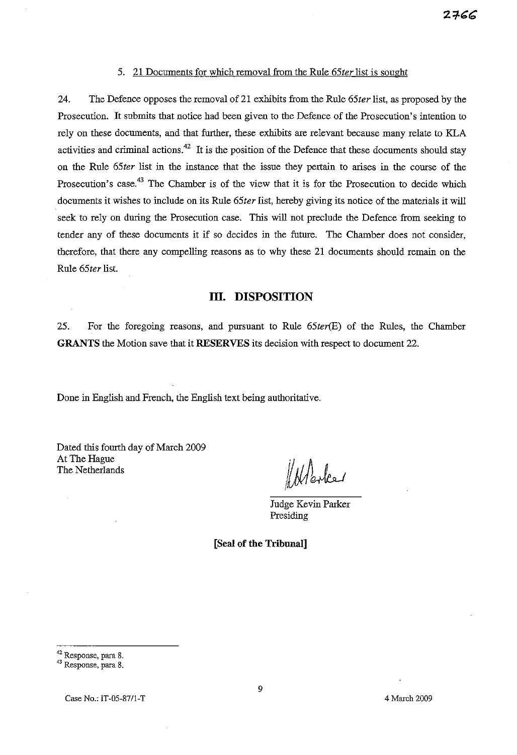### 5. 21 Documents for which removal from the Rule *65ter* list is sought

24. The Defence opposes the removal of 21 exhibits from the Rule *65ter* list, as proposed by the Prosecution. It submits that notice had been given to the Defence of the Prosecution's intention to rely on these documents, and that further, these exhibits are relevant because many relate to KLA activities and criminal actions.[42] It is the position of the Defence that these documents should stay on the Rule *65ter* list in the instance that the issue they pertain to arises in the course of the Prosecution's case.[43] The Chamber is of the view that it is for the Prosecution to decide which documents it wishes to include on its Rule *65ter* list, hereby giving its notice of the materials it will seek to rely on during the Prosecution case. This will not preclude the Defence from seeking to tender any of these documents it if so decides in the future. The Chamber does not consider, therefore, that there any compelling reasons as to why these 21 documents should remain on the Rule *65ter* list.

## III. DISPOSITION

25. For the foregoing reasons, and pursuant to Rule *65ter*(E) of the Rules, the Chamber **GRANTS** the Motion save that it **RESERVES** its decision with respect to document 22.

Done in English and French, the English text being authoritative.

Dated this fourth day of March 2009
At The Hague
The Netherlands

Judge Kevin Parker
Presiding

**[Seal of the Tribunal]**

---

[42] Response, para 8.
[43] Response, para 8.